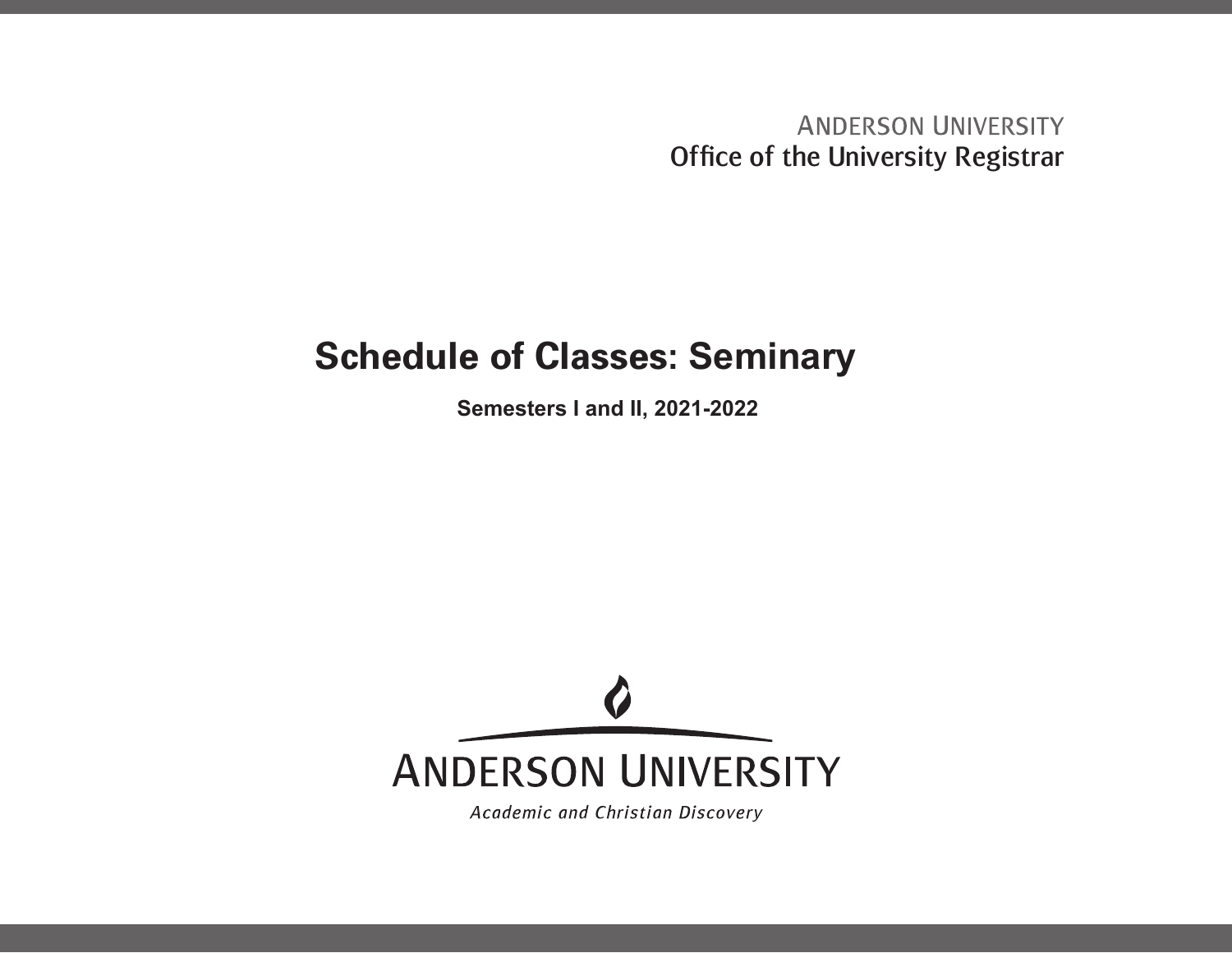ANDERSON UNIVERSITY
Office of the University Registrar

# Schedule of Classes: Seminary

**Semesters I and II, 2021-2022**

ANDERSON UNIVERSITY

*Academic and Christian Discovery*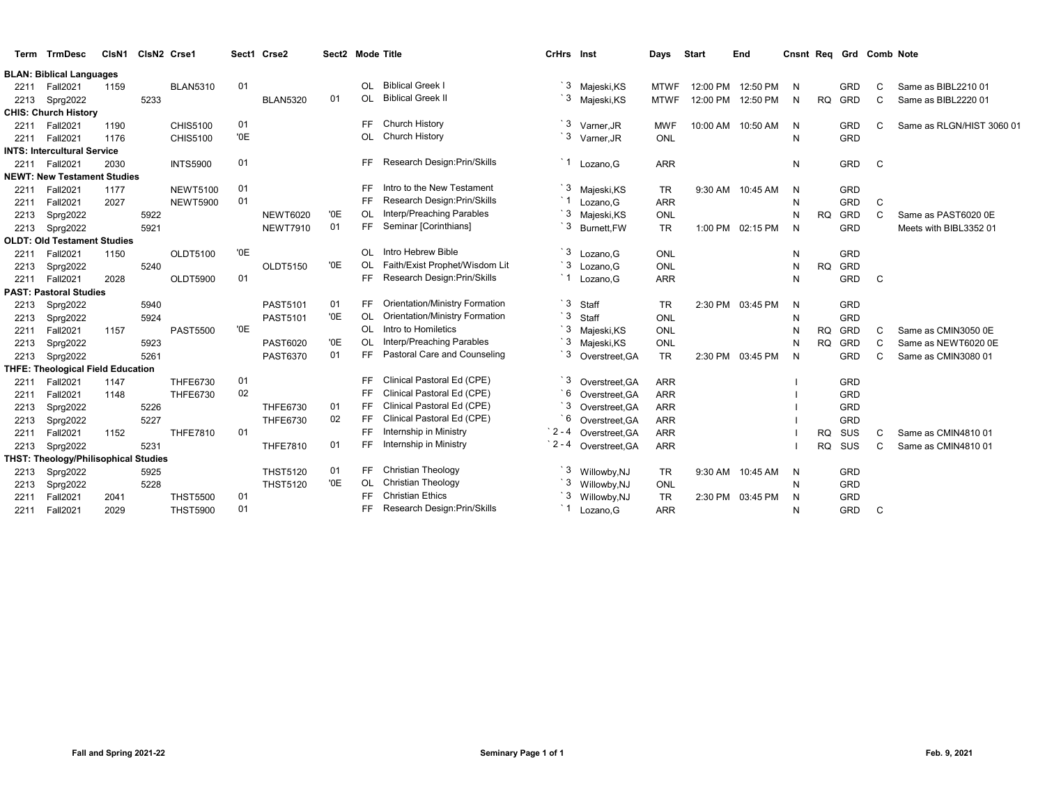| Term | TrmDesc | ClsN1 | ClsN2 | Crse1 | Sect1 | Crse2 | Sect2 | Mode | Title | CrHrs | Inst | Days | Start | End | Cnsnt | Req | Grd | Comb | Note |
|---|---|---|---|---|---|---|---|---|---|---|---|---|---|---|---|---|---|---|---|
| **BLAN: Biblical Languages** | | | | | | | | | | | | | | | | | | | |
| 2211 | Fall2021 | 1159 | | BLAN5310 | 01 | | | OL | Biblical Greek I | `3 | Majeski,KS | MTWF | 12:00 PM | 12:50 PM | N | | GRD | C | Same as BIBL2210 01 |
| 2213 | Sprg2022 | | 5233 | | | BLAN5320 | 01 | OL | Biblical Greek II | `3 | Majeski,KS | MTWF | 12:00 PM | 12:50 PM | N | RQ | GRD | C | Same as BIBL2220 01 |
| **CHIS: Church History** | | | | | | | | | | | | | | | | | | | |
| 2211 | Fall2021 | 1190 | | CHIS5100 | 01 | | | FF | Church History | `3 | Varner,JR | MWF | 10:00 AM | 10:50 AM | N | | GRD | C | Same as RLGN/HIST 3060 01 |
| 2211 | Fall2021 | 1176 | | CHIS5100 | '0E | | | OL | Church History | `3 | Varner,JR | ONL | | | N | | GRD | | |
| **INTS: Intercultural Service** | | | | | | | | | | | | | | | | | | | |
| 2211 | Fall2021 | 2030 | | INTS5900 | 01 | | | FF | Research Design:Prin/Skills | `1 | Lozano,G | ARR | | | N | | GRD | C | |
| **NEWT: New Testament Studies** | | | | | | | | | | | | | | | | | | | |
| 2211 | Fall2021 | 1177 | | NEWT5100 | 01 | | | FF | Intro to the New Testament | `3 | Majeski,KS | TR | 9:30 AM | 10:45 AM | N | | GRD | | |
| 2211 | Fall2021 | 2027 | | NEWT5900 | 01 | | | FF | Research Design:Prin/Skills | `1 | Lozano,G | ARR | | | N | | GRD | C | |
| 2213 | Sprg2022 | | 5922 | | | NEWT6020 | '0E | OL | Interp/Preaching Parables | `3 | Majeski,KS | ONL | | | N | RQ | GRD | C | Same as PAST6020 0E |
| 2213 | Sprg2022 | | 5921 | | | NEWT7910 | 01 | FF | Seminar [Corinthians] | `3 | Burnett,FW | TR | 1:00 PM | 02:15 PM | N | | GRD | | Meets with BIBL3352 01 |
| **OLDT: Old Testament Studies** | | | | | | | | | | | | | | | | | | | |
| 2211 | Fall2021 | 1150 | | OLDT5100 | '0E | | | OL | Intro Hebrew Bible | `3 | Lozano,G | ONL | | | N | | GRD | | |
| 2213 | Sprg2022 | | 5240 | | | OLDT5150 | '0E | OL | Faith/Exist Prophet/Wisdom Lit | `3 | Lozano,G | ONL | | | N | RQ | GRD | | |
| 2211 | Fall2021 | 2028 | | OLDT5900 | 01 | | | FF | Research Design:Prin/Skills | `1 | Lozano,G | ARR | | | N | | GRD | C | |
| **PAST: Pastoral Studies** | | | | | | | | | | | | | | | | | | | |
| 2213 | Sprg2022 | | 5940 | | | PAST5101 | 01 | FF | Orientation/Ministry Formation | `3 | Staff | TR | 2:30 PM | 03:45 PM | N | | GRD | | |
| 2213 | Sprg2022 | | 5924 | | | PAST5101 | '0E | OL | Orientation/Ministry Formation | `3 | Staff | ONL | | | N | | GRD | | |
| 2211 | Fall2021 | 1157 | | PAST5500 | '0E | | | OL | Intro to Homiletics | `3 | Majeski,KS | ONL | | | N | RQ | GRD | C | Same as CMIN3050 0E |
| 2213 | Sprg2022 | | 5923 | | | PAST6020 | '0E | OL | Interp/Preaching Parables | `3 | Majeski,KS | ONL | | | N | RQ | GRD | C | Same as NEWT6020 0E |
| 2213 | Sprg2022 | | 5261 | | | PAST6370 | 01 | FF | Pastoral Care and Counseling | `3 | Overstreet,GA | TR | 2:30 PM | 03:45 PM | N | | GRD | C | Same as CMIN3080 01 |
| **THFE: Theological Field Education** | | | | | | | | | | | | | | | | | | | |
| 2211 | Fall2021 | 1147 | | THFE6730 | 01 | | | FF | Clinical Pastoral Ed (CPE) | `3 | Overstreet,GA | ARR | | | I | | GRD | | |
| 2211 | Fall2021 | 1148 | | THFE6730 | 02 | | | FF | Clinical Pastoral Ed (CPE) | `6 | Overstreet,GA | ARR | | | I | | GRD | | |
| 2213 | Sprg2022 | | 5226 | | | THFE6730 | 01 | FF | Clinical Pastoral Ed (CPE) | `3 | Overstreet,GA | ARR | | | I | | GRD | | |
| 2213 | Sprg2022 | | 5227 | | | THFE6730 | 02 | FF | Clinical Pastoral Ed (CPE) | `6 | Overstreet,GA | ARR | | | I | | GRD | | |
| 2211 | Fall2021 | 1152 | | THFE7810 | 01 | | | FF | Internship in Ministry | `2 - 4 | Overstreet,GA | ARR | | | I | RQ | SUS | C | Same as CMIN4810 01 |
| 2213 | Sprg2022 | | 5231 | | | THFE7810 | 01 | FF | Internship in Ministry | `2 - 4 | Overstreet,GA | ARR | | | I | RQ | SUS | C | Same as CMIN4810 01 |
| **THST: Theology/Philisophical Studies** | | | | | | | | | | | | | | | | | | | |
| 2213 | Sprg2022 | | 5925 | | | THST5120 | 01 | FF | Christian Theology | `3 | Willowby,NJ | TR | 9:30 AM | 10:45 AM | N | | GRD | | |
| 2213 | Sprg2022 | | 5228 | | | THST5120 | '0E | OL | Christian Theology | `3 | Willowby,NJ | ONL | | | N | | GRD | | |
| 2211 | Fall2021 | 2041 | | THST5500 | 01 | | | FF | Christian Ethics | `3 | Willowby,NJ | TR | 2:30 PM | 03:45 PM | N | | GRD | | |
| 2211 | Fall2021 | 2029 | | THST5900 | 01 | | | FF | Research Design:Prin/Skills | `1 | Lozano,G | ARR | | | N | | GRD | C | |

Fall and Spring 2021-22 | Seminary | Feb. 9, 2021